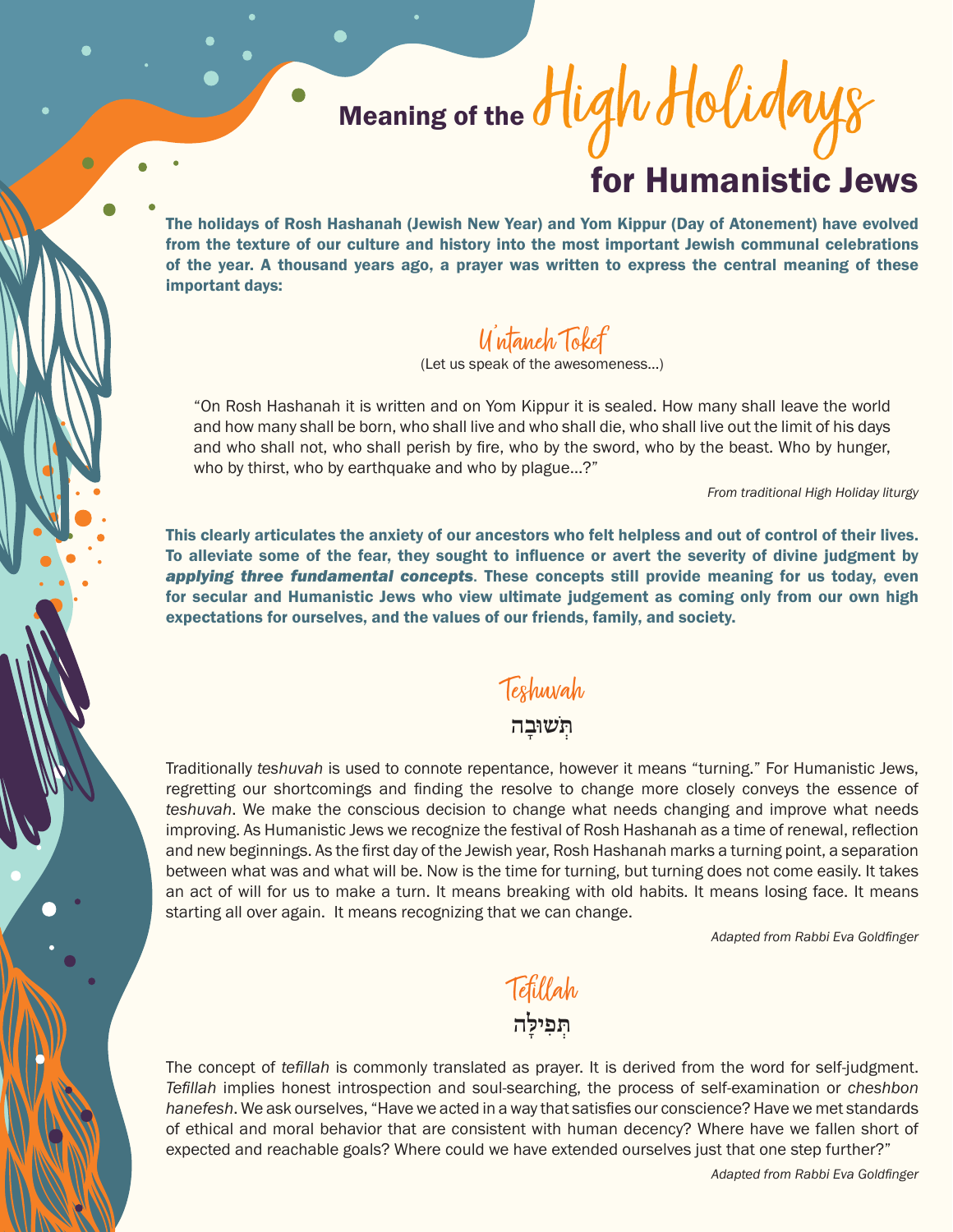# Meaning of the High Holidays for Humanistic Jews

**The holidays of Rosh Hashanah (Jewish New Year) and Yom Kippur (Day of Atonement) have evolved from the texture of our culture and history into the most important Jewish communal celebrations of the year. A thousand years ago, a prayer was written to express the central meaning of these important days:**

## U'ntaneh Tokef

(Let us speak of the awesomeness…)

"On Rosh Hashanah it is written and on Yom Kippur it is sealed. How many shall leave the world and how many shall be born, who shall live and who shall die, who shall live out the limit of his days and who shall not, who shall perish by fire, who by the sword, who by the beast. Who by hunger, who by thirst, who by earthquake and who by plague…?"

*From traditional High Holiday liturgy*

**This clearly articulates the anxiety of our ancestors who felt helpless and out of control of their lives. To alleviate some of the fear, they sought to influence or avert the severity of divine judgment by *applying three fundamental concepts*. These concepts still provide meaning for us today, even for secular and Humanistic Jews who view ultimate judgement as coming only from our own high expectations for ourselves, and the values of our friends, family, and society.**

## Teshuvah

תְּשׁוּבָה

Traditionally *teshuvah* is used to connote repentance, however it means "turning." For Humanistic Jews, regretting our shortcomings and finding the resolve to change more closely conveys the essence of *teshuvah*. We make the conscious decision to change what needs changing and improve what needs improving. As Humanistic Jews we recognize the festival of Rosh Hashanah as a time of renewal, reflection and new beginnings. As the first day of the Jewish year, Rosh Hashanah marks a turning point, a separation between what was and what will be. Now is the time for turning, but turning does not come easily. It takes an act of will for us to make a turn. It means breaking with old habits. It means losing face. It means starting all over again. It means recognizing that we can change.

*Adapted from Rabbi Eva Goldfinger*

## Tefillah

תְּפִילָּה

The concept of *tefillah* is commonly translated as prayer. It is derived from the word for self-judgment. *Tefillah* implies honest introspection and soul-searching, the process of self-examination or *cheshbon hanefesh*. We ask ourselves, "Have we acted in a way that satisfies our conscience? Have we met standards of ethical and moral behavior that are consistent with human decency? Where have we fallen short of expected and reachable goals? Where could we have extended ourselves just that one step further?"

*Adapted from Rabbi Eva Goldfinger*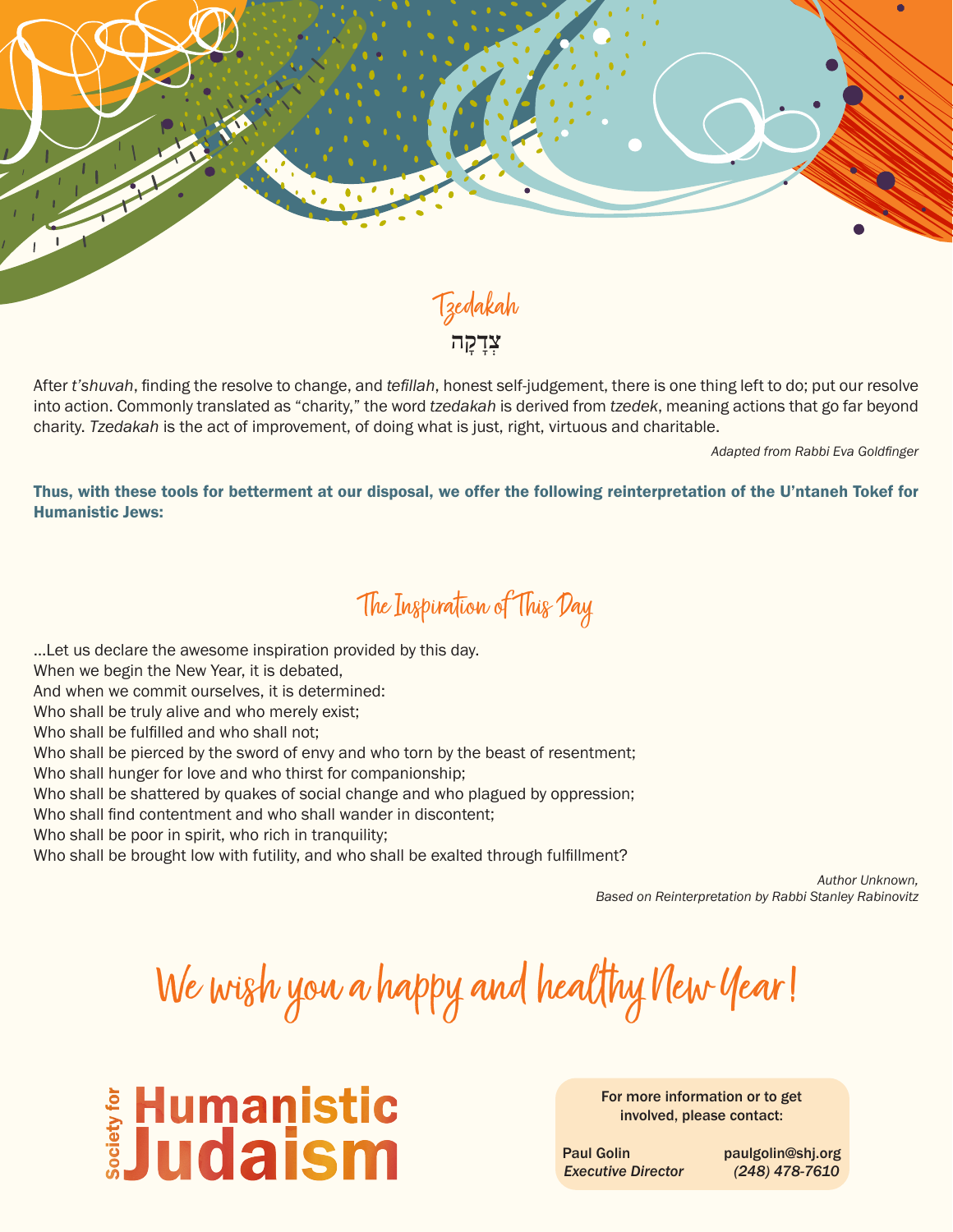## Tzedakah

## צְדָקָה

After *t'shuvah*, finding the resolve to change, and *tefillah*, honest self-judgement, there is one thing left to do; put our resolve into action. Commonly translated as "charity," the word *tzedakah* is derived from *tzedek*, meaning actions that go far beyond charity. *Tzedakah* is the act of improvement, of doing what is just, right, virtuous and charitable.

*Adapted from Rabbi Eva Goldfinger*

**Thus, with these tools for betterment at our disposal, we offer the following reinterpretation of the U'ntaneh Tokef for Humanistic Jews:**

## The Inspiration of This Day

...Let us declare the awesome inspiration provided by this day.  
When we begin the New Year, it is debated,  
And when we commit ourselves, it is determined:  
Who shall be truly alive and who merely exist;  
Who shall be fulfilled and who shall not;  
Who shall be pierced by the sword of envy and who torn by the beast of resentment;  
Who shall hunger for love and who thirst for companionship;  
Who shall be shattered by quakes of social change and who plagued by oppression;  
Who shall find contentment and who shall wander in discontent;  
Who shall be poor in spirit, who rich in tranquility;  
Who shall be brought low with futility, and who shall be exalted through fulfillment?

*Author Unknown,*  
*Based on Reinterpretation by Rabbi Stanley Rabinovitz*

## We wish you a happy and healthy New Year!

Society for **Humanistic Judaism**

For more information or to get involved, please contact:

Paul Golin  
*Executive Director*

paulgolin@shj.org  
*(248) 478-7610*